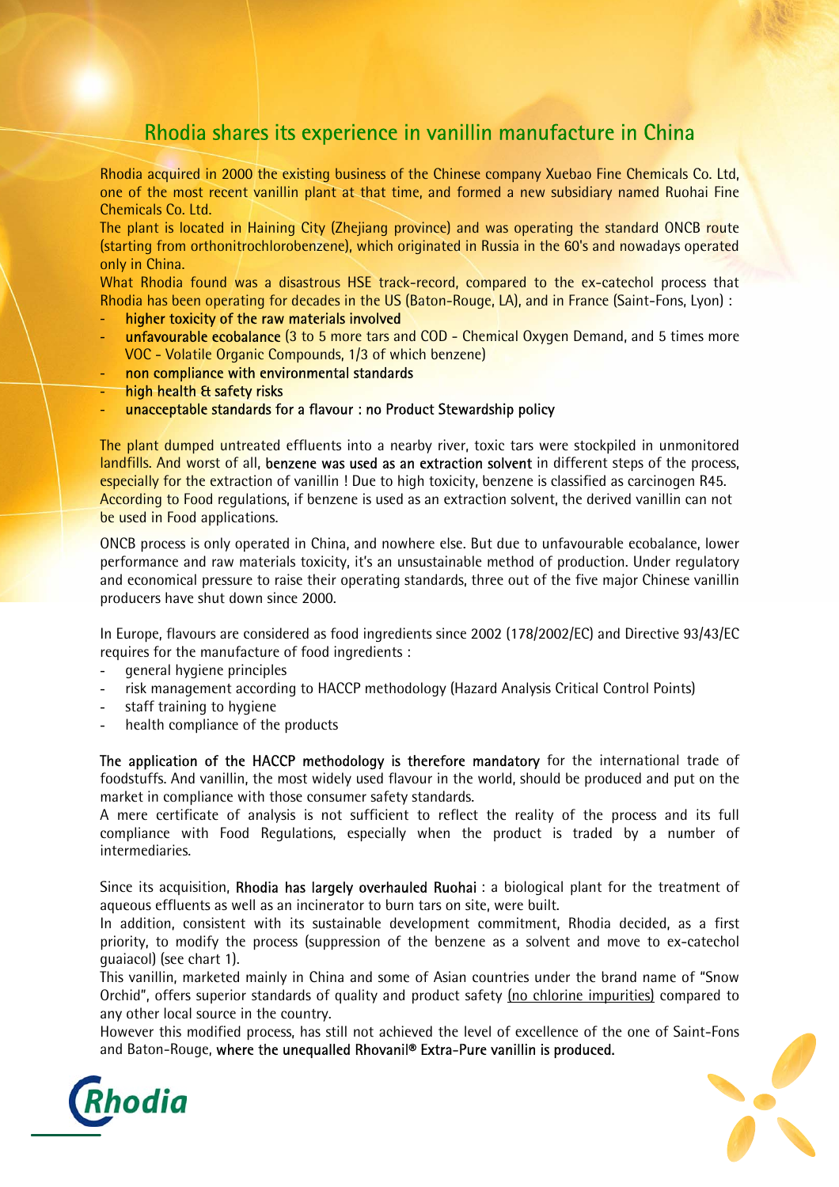# Rhodia shares its experience in vanillin manufacture in China

Rhodia acquired in 2000 the existing business of the Chinese company Xuebao Fine Chemicals Co. Ltd, one of the most recent vanillin plant at that time, and formed a new subsidiary named Ruohai Fine Chemicals Co. Ltd.

The plant is located in Haining City (Zhejiang province) and was operating the standard ONCB route (starting from orthonitrochlorobenzene), which originated in Russia in the 60's and nowadays operated only in China.

What Rhodia found was a disastrous HSE track-record, compared to the ex-catechol process that Rhodia has been operating for decades in the US (Baton-Rouge, LA), and in France (Saint-Fons, Lyon) :

- **higher toxicity of the raw materials involved**
- **unfavourable ecobalance** (3 to 5 more tars and COD - Chemical Oxygen Demand, and 5 times more VOC - Volatile Organic Compounds, 1/3 of which benzene)
- **non compliance with environmental standards**
- **high health & safety risks**
- **unacceptable standards for a flavour : no Product Stewardship policy**

The plant dumped untreated effluents into a nearby river, toxic tars were stockpiled in unmonitored landfills. And worst of all, **benzene was used as an extraction solvent** in different steps of the process, especially for the extraction of vanillin ! Due to high toxicity, benzene is classified as carcinogen R45. According to Food regulations, if benzene is used as an extraction solvent, the derived vanillin can not be used in Food applications.

ONCB process is only operated in China, and nowhere else. But due to unfavourable ecobalance, lower performance and raw materials toxicity, it's an unsustainable method of production. Under regulatory and economical pressure to raise their operating standards, three out of the five major Chinese vanillin producers have shut down since 2000.

In Europe, flavours are considered as food ingredients since 2002 (178/2002/EC) and Directive 93/43/EC requires for the manufacture of food ingredients :

- general hygiene principles
- risk management according to HACCP methodology (Hazard Analysis Critical Control Points)
- staff training to hygiene
- health compliance of the products

**The application of the HACCP methodology is therefore mandatory** for the international trade of foodstuffs. And vanillin, the most widely used flavour in the world, should be produced and put on the market in compliance with those consumer safety standards.

A mere certificate of analysis is not sufficient to reflect the reality of the process and its full compliance with Food Regulations, especially when the product is traded by a number of intermediaries.

Since its acquisition, **Rhodia has largely overhauled Ruohai** : a biological plant for the treatment of aqueous effluents as well as an incinerator to burn tars on site, were built.

In addition, consistent with its sustainable development commitment, Rhodia decided, as a first priority, to modify the process (suppression of the benzene as a solvent and move to ex-catechol guaiacol) (see chart 1).

This vanillin, marketed mainly in China and some of Asian countries under the brand name of "Snow Orchid", offers superior standards of quality and product safety <u>(no chlorine impurities)</u> compared to any other local source in the country.

However this modified process, has still not achieved the level of excellence of the one of Saint-Fons and Baton-Rouge, **where the unequalled Rhovanil® Extra-Pure vanillin is produced.**

Rhodia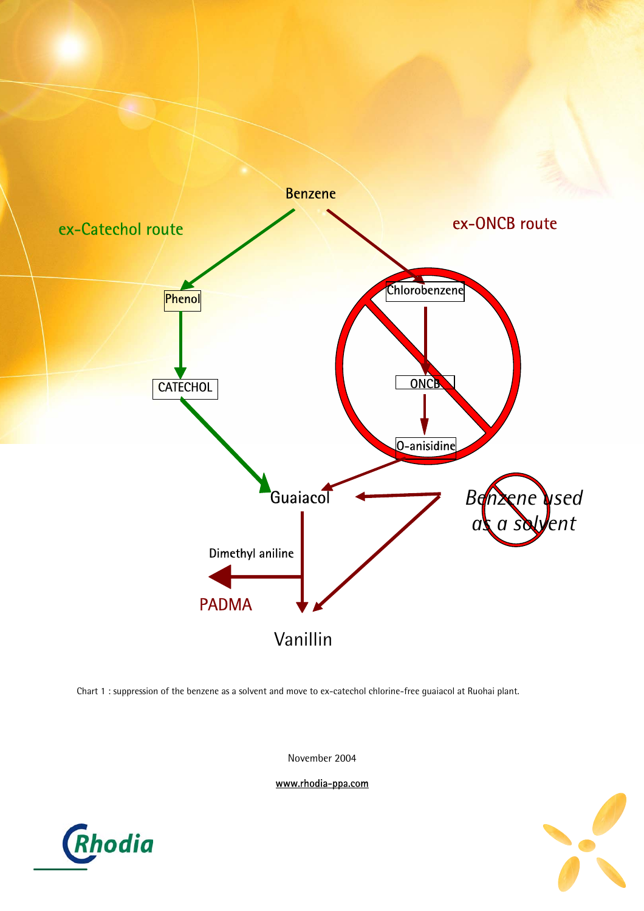Benzene

ex-Catechol route

ex-ONCB route

Phenol

Chlorobenzene

CATECHOL

ONCB

O-anisidine

Guaiacol

Benzene used as a solvent

Dimethyl aniline

PADMA

Vanillin

Chart 1 : suppression of the benzene as a solvent and move to ex-catechol chlorine-free guaiacol at Ruohai plant.

November 2004

www.rhodia-ppa.com

Rhodia